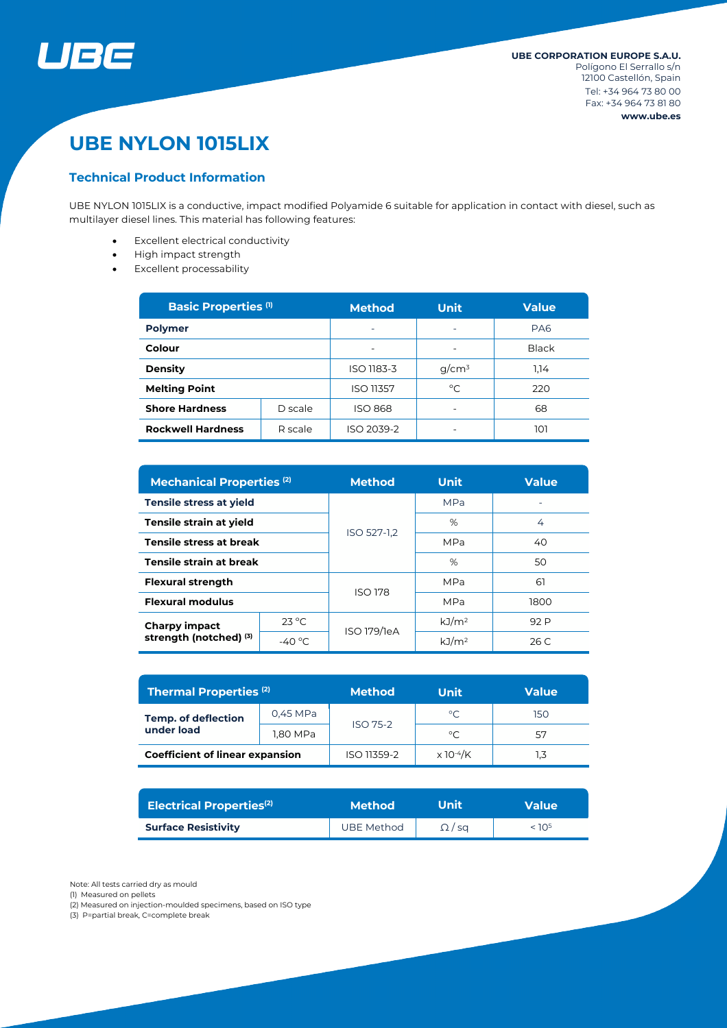**UBE CORPORATION EUROPE S.A.U.**
Polígono El Serrallo s/n
12100 Castellón, Spain
Tel: +34 964 73 80 00
Fax: +34 964 73 81 80
**www.ube.es**

# UBE NYLON 1015LIX

## Technical Product Information

UBE NYLON 1015LIX is a conductive, impact modified Polyamide 6 suitable for application in contact with diesel, such as multilayer diesel lines. This material has following features:

- Excellent electrical conductivity
- High impact strength
- Excellent processability

| Basic Properties (1) | | Method | Unit | Value |
|---|---|---|---|---|
| **Polymer** | | - | - | PA6 |
| **Colour** | | - | - | Black |
| **Density** | | ISO 1183-3 | g/cm³ | 1,14 |
| **Melting Point** | | ISO 11357 | °C | 220 |
| **Shore Hardness** | D scale | ISO 868 | - | 68 |
| **Rockwell Hardness** | R scale | ISO 2039-2 | - | 101 |

| Mechanical Properties (2) | | Method | Unit | Value |
|---|---|---|---|---|
| **Tensile stress at yield** | | ISO 527-1,2 | MPa | - |
| **Tensile strain at yield** | | ISO 527-1,2 | % | 4 |
| **Tensile stress at break** | | ISO 527-1,2 | MPa | 40 |
| **Tensile strain at break** | | ISO 527-1,2 | % | 50 |
| **Flexural strength** | | ISO 178 | MPa | 61 |
| **Flexural modulus** | | ISO 178 | MPa | 1800 |
| **Charpy impact strength (notched) (3)** | 23 °C | ISO 179/1eA | kJ/m² | 92 P |
| | -40 °C | ISO 179/1eA | kJ/m² | 26 C |

| Thermal Properties (2) | | Method | Unit | Value |
|---|---|---|---|---|
| **Temp. of deflection under load** | 0,45 MPa | ISO 75-2 | °C | 150 |
| | 1,80 MPa | ISO 75-2 | °C | 57 |
| **Coefficient of linear expansion** | | ISO 11359-2 | $x\ 10^{-4}$/K | 1,3 |

| Electrical Properties (2) | Method | Unit | Value |
|---|---|---|---|
| **Surface Resistivity** | UBE Method | Ω / sq | $< 10^{5}$ |

Note: All tests carried dry as mould
(1) Measured on pellets
(2) Measured on injection-moulded specimens, based on ISO type
(3) P=partial break, C=complete break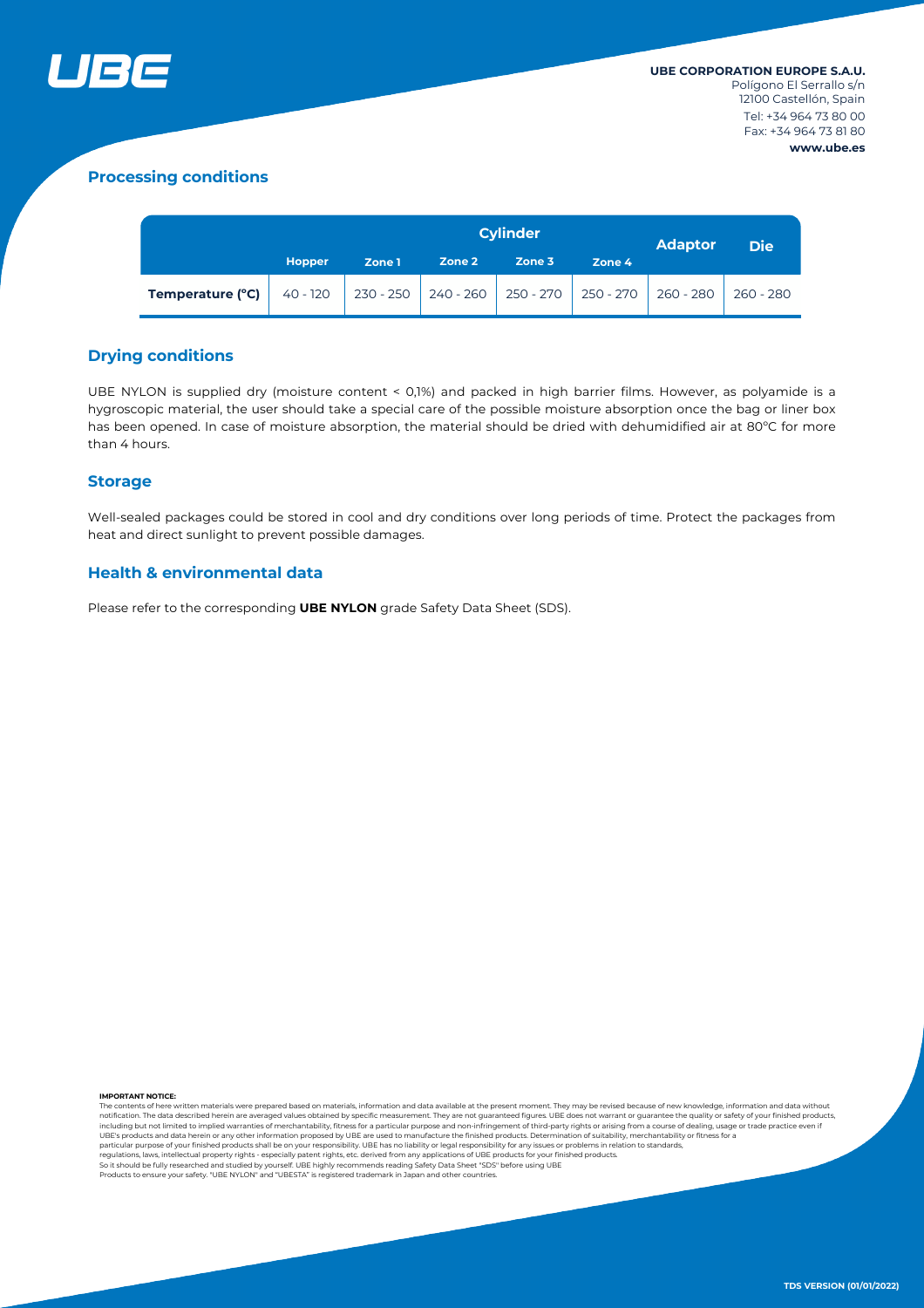**UBE CORPORATION EUROPE S.A.U.**
Polígono El Serrallo s/n
12100 Castellón, Spain
Tel: +34 964 73 80 00
Fax: +34 964 73 81 80
**www.ube.es**

## Processing conditions

| | Hopper | Cylinder | | | | Adaptor | Die |
|---|---|---|---|---|---|---|---|
| | | Zone 1 | Zone 2 | Zone 3 | Zone 4 | | |
| **Temperature (°C)** | 40 - 120 | 230 - 250 | 240 - 260 | 250 - 270 | 250 - 270 | 260 - 280 | 260 - 280 |

## Drying conditions

UBE NYLON is supplied dry (moisture content < 0,1%) and packed in high barrier films. However, as polyamide is a hygroscopic material, the user should take a special care of the possible moisture absorption once the bag or liner box has been opened. In case of moisture absorption, the material should be dried with dehumidified air at 80°C for more than 4 hours.

## Storage

Well-sealed packages could be stored in cool and dry conditions over long periods of time. Protect the packages from heat and direct sunlight to prevent possible damages.

## Health & environmental data

Please refer to the corresponding **UBE NYLON** grade Safety Data Sheet (SDS).

**IMPORTANT NOTICE:**
The contents of here written materials were prepared based on materials, information and data available at the present moment. They may be revised because of new knowledge, information and data without notification. The data described herein are averaged values obtained by specific measurement. They are not guaranteed figures. UBE does not warrant or guarantee the quality or safety of your finished products, including but not limited to implied warranties of merchantability, fitness for a particular purpose and non-infringement of third-party rights or arising from a course of dealing, usage or trade practice even if UBE's products and data herein or any other information proposed by UBE are used to manufacture the finished products. Determination of suitability, merchantability or fitness for a particular purpose of your finished products shall be on your responsibility. UBE has no liability or legal responsibility for any issues or problems in relation to standards, regulations, laws, intellectual property rights - especially patent rights, etc. derived from any applications of UBE products for your finished products.
So it should be fully researched and studied by yourself. UBE highly recommends reading Safety Data Sheet "SDS" before using UBE Products to ensure your safety. "UBE NYLON" and "UBESTA" is registered trademark in Japan and other countries.

**TDS VERSION (01/01/2022)**